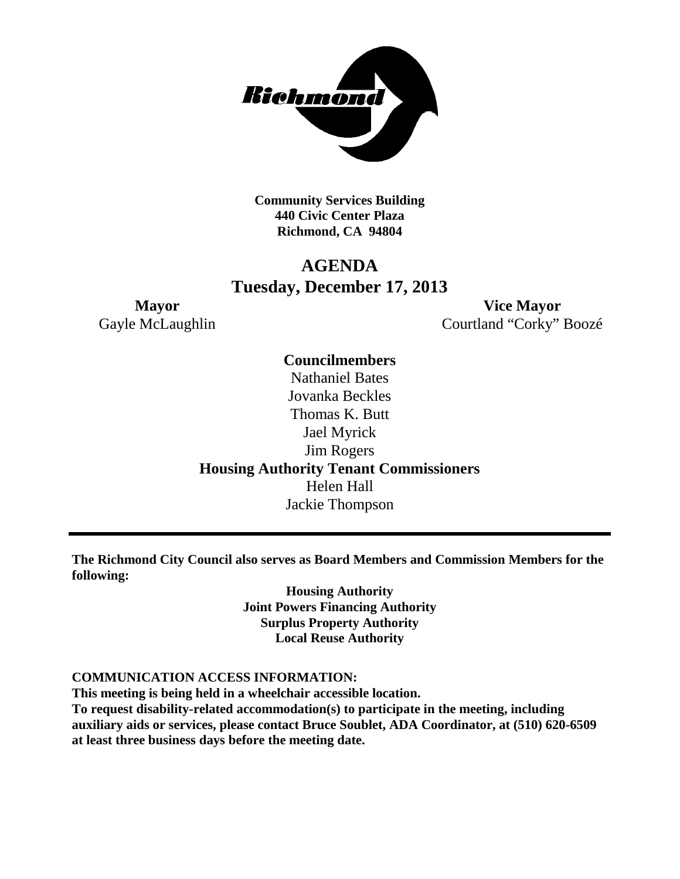**Community Services Building**
**440 Civic Center Plaza**
**Richmond, CA 94804**

# AGENDA
## Tuesday, December 17, 2013

**Mayor**
Gayle McLaughlin

**Vice Mayor**
Courtland "Corky" Boozé

**Councilmembers**
Nathaniel Bates
Jovanka Beckles
Thomas K. Butt
Jael Myrick
Jim Rogers

**Housing Authority Tenant Commissioners**
Helen Hall
Jackie Thompson

---

**The Richmond City Council also serves as Board Members and Commission Members for the following:**

**Housing Authority**
**Joint Powers Financing Authority**
**Surplus Property Authority**
**Local Reuse Authority**

**COMMUNICATION ACCESS INFORMATION:**
**This meeting is being held in a wheelchair accessible location.**
**To request disability-related accommodation(s) to participate in the meeting, including auxiliary aids or services, please contact Bruce Soublet, ADA Coordinator, at (510) 620-6509 at least three business days before the meeting date.**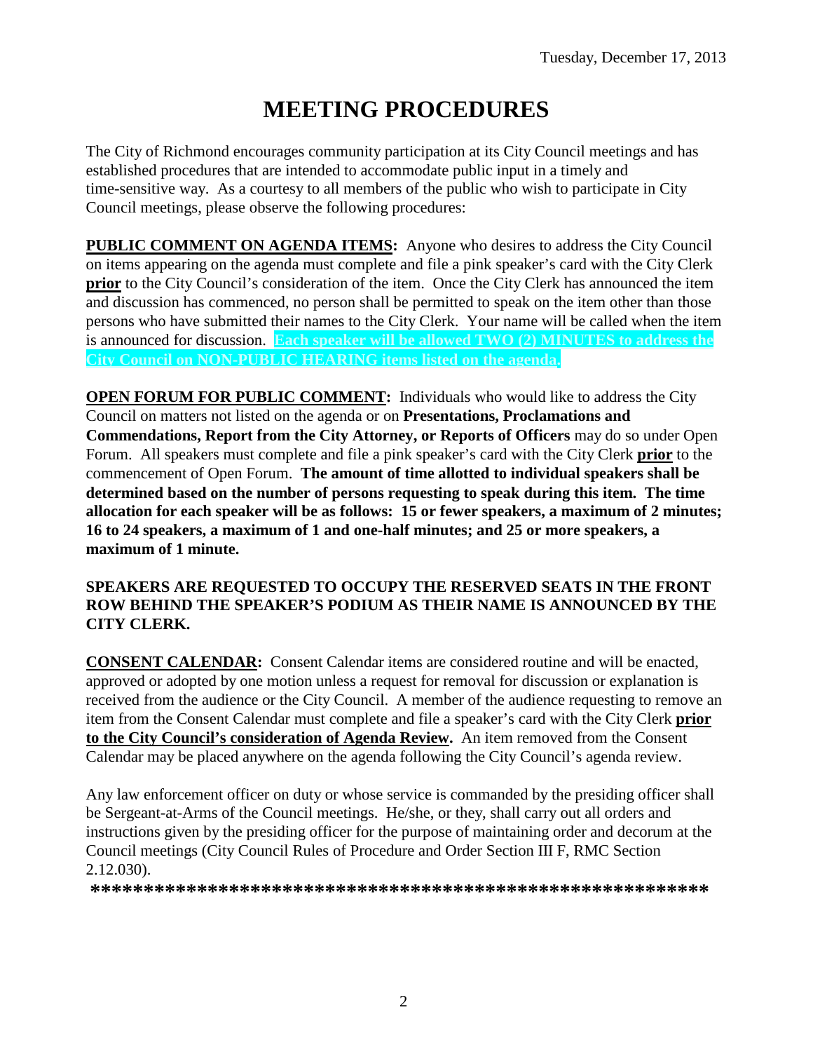Tuesday, December 17, 2013

# MEETING PROCEDURES

The City of Richmond encourages community participation at its City Council meetings and has established procedures that are intended to accommodate public input in a timely and time-sensitive way. As a courtesy to all members of the public who wish to participate in City Council meetings, please observe the following procedures:

**PUBLIC COMMENT ON AGENDA ITEMS:** Anyone who desires to address the City Council on items appearing on the agenda must complete and file a pink speaker's card with the City Clerk **prior** to the City Council's consideration of the item. Once the City Clerk has announced the item and discussion has commenced, no person shall be permitted to speak on the item other than those persons who have submitted their names to the City Clerk. Your name will be called when the item is announced for discussion. **Each speaker will be allowed TWO (2) MINUTES to address the City Council on NON-PUBLIC HEARING items listed on the agenda.**

**OPEN FORUM FOR PUBLIC COMMENT:** Individuals who would like to address the City Council on matters not listed on the agenda or on **Presentations, Proclamations and Commendations, Report from the City Attorney, or Reports of Officers** may do so under Open Forum. All speakers must complete and file a pink speaker's card with the City Clerk **prior** to the commencement of Open Forum. **The amount of time allotted to individual speakers shall be determined based on the number of persons requesting to speak during this item. The time allocation for each speaker will be as follows: 15 or fewer speakers, a maximum of 2 minutes; 16 to 24 speakers, a maximum of 1 and one-half minutes; and 25 or more speakers, a maximum of 1 minute.**

**SPEAKERS ARE REQUESTED TO OCCUPY THE RESERVED SEATS IN THE FRONT ROW BEHIND THE SPEAKER'S PODIUM AS THEIR NAME IS ANNOUNCED BY THE CITY CLERK.**

**CONSENT CALENDAR:** Consent Calendar items are considered routine and will be enacted, approved or adopted by one motion unless a request for removal for discussion or explanation is received from the audience or the City Council. A member of the audience requesting to remove an item from the Consent Calendar must complete and file a speaker's card with the City Clerk **prior to the City Council's consideration of Agenda Review.** An item removed from the Consent Calendar may be placed anywhere on the agenda following the City Council's agenda review.

Any law enforcement officer on duty or whose service is commanded by the presiding officer shall be Sergeant-at-Arms of the Council meetings. He/she, or they, shall carry out all orders and instructions given by the presiding officer for the purpose of maintaining order and decorum at the Council meetings (City Council Rules of Procedure and Order Section III F, RMC Section 2.12.030).

**************************************************************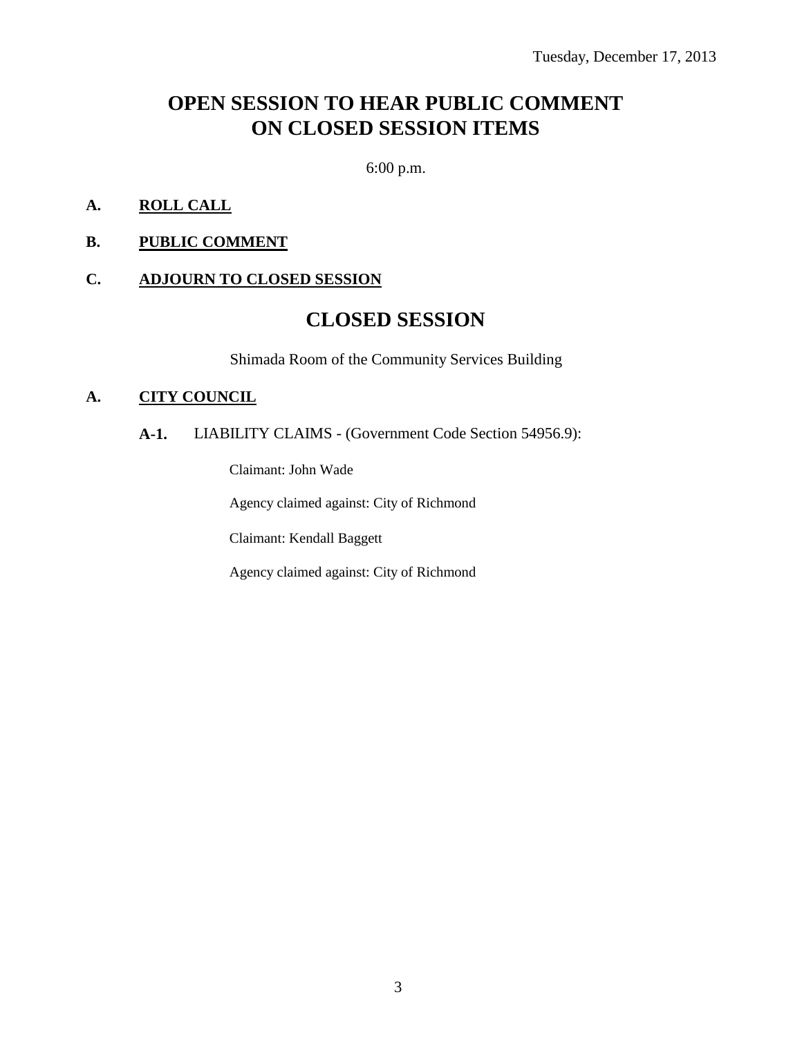Tuesday, December 17, 2013

# OPEN SESSION TO HEAR PUBLIC COMMENT ON CLOSED SESSION ITEMS

6:00 p.m.

**A. ROLL CALL**

**B. PUBLIC COMMENT**

**C. ADJOURN TO CLOSED SESSION**

# CLOSED SESSION

Shimada Room of the Community Services Building

**A. CITY COUNCIL**

**A-1.** LIABILITY CLAIMS - (Government Code Section 54956.9):

Claimant: John Wade

Agency claimed against: City of Richmond

Claimant: Kendall Baggett

Agency claimed against: City of Richmond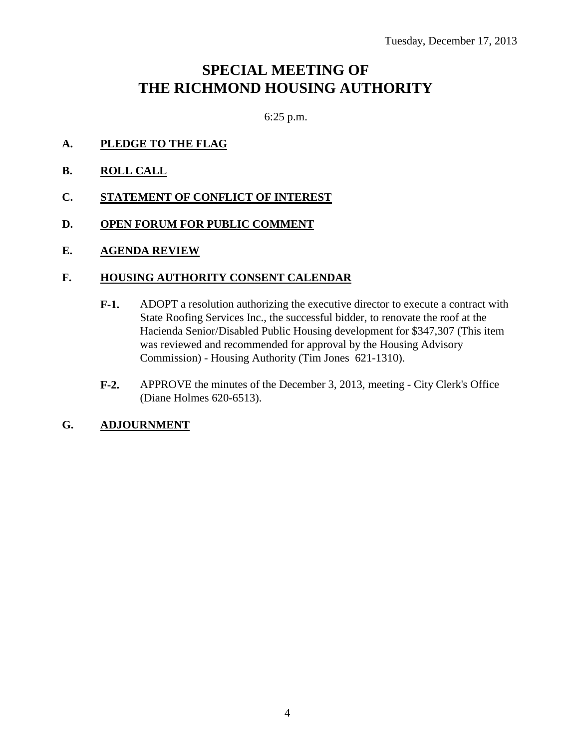Tuesday, December 17, 2013

# SPECIAL MEETING OF THE RICHMOND HOUSING AUTHORITY

6:25 p.m.

**A. PLEDGE TO THE FLAG**

**B. ROLL CALL**

**C. STATEMENT OF CONFLICT OF INTEREST**

**D. OPEN FORUM FOR PUBLIC COMMENT**

**E. AGENDA REVIEW**

**F. HOUSING AUTHORITY CONSENT CALENDAR**

**F-1.** ADOPT a resolution authorizing the executive director to execute a contract with State Roofing Services Inc., the successful bidder, to renovate the roof at the Hacienda Senior/Disabled Public Housing development for $347,307 (This item was reviewed and recommended for approval by the Housing Advisory Commission) - Housing Authority (Tim Jones 621-1310).

**F-2.** APPROVE the minutes of the December 3, 2013, meeting - City Clerk's Office (Diane Holmes 620-6513).

**G. ADJOURNMENT**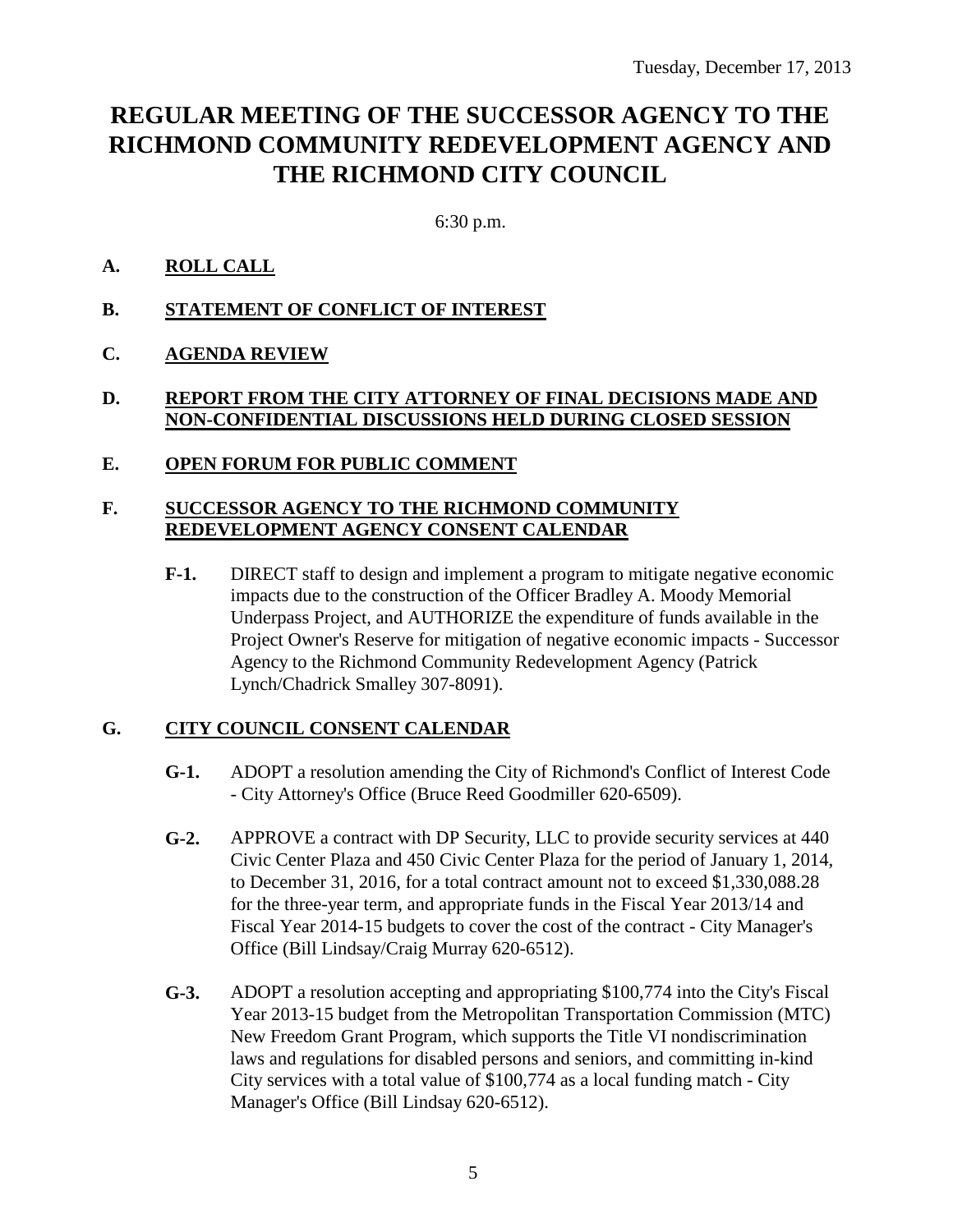Tuesday, December 17, 2013

# REGULAR MEETING OF THE SUCCESSOR AGENCY TO THE RICHMOND COMMUNITY REDEVELOPMENT AGENCY AND THE RICHMOND CITY COUNCIL

6:30 p.m.

**A. ROLL CALL**

**B. STATEMENT OF CONFLICT OF INTEREST**

**C. AGENDA REVIEW**

**D. REPORT FROM THE CITY ATTORNEY OF FINAL DECISIONS MADE AND NON-CONFIDENTIAL DISCUSSIONS HELD DURING CLOSED SESSION**

**E. OPEN FORUM FOR PUBLIC COMMENT**

**F. SUCCESSOR AGENCY TO THE RICHMOND COMMUNITY REDEVELOPMENT AGENCY CONSENT CALENDAR**

**F-1.** DIRECT staff to design and implement a program to mitigate negative economic impacts due to the construction of the Officer Bradley A. Moody Memorial Underpass Project, and AUTHORIZE the expenditure of funds available in the Project Owner's Reserve for mitigation of negative economic impacts - Successor Agency to the Richmond Community Redevelopment Agency (Patrick Lynch/Chadrick Smalley 307-8091).

**G. CITY COUNCIL CONSENT CALENDAR**

**G-1.** ADOPT a resolution amending the City of Richmond's Conflict of Interest Code - City Attorney's Office (Bruce Reed Goodmiller 620-6509).

**G-2.** APPROVE a contract with DP Security, LLC to provide security services at 440 Civic Center Plaza and 450 Civic Center Plaza for the period of January 1, 2014, to December 31, 2016, for a total contract amount not to exceed $1,330,088.28 for the three-year term, and appropriate funds in the Fiscal Year 2013/14 and Fiscal Year 2014-15 budgets to cover the cost of the contract - City Manager's Office (Bill Lindsay/Craig Murray 620-6512).

**G-3.** ADOPT a resolution accepting and appropriating $100,774 into the City's Fiscal Year 2013-15 budget from the Metropolitan Transportation Commission (MTC) New Freedom Grant Program, which supports the Title VI nondiscrimination laws and regulations for disabled persons and seniors, and committing in-kind City services with a total value of $100,774 as a local funding match - City Manager's Office (Bill Lindsay 620-6512).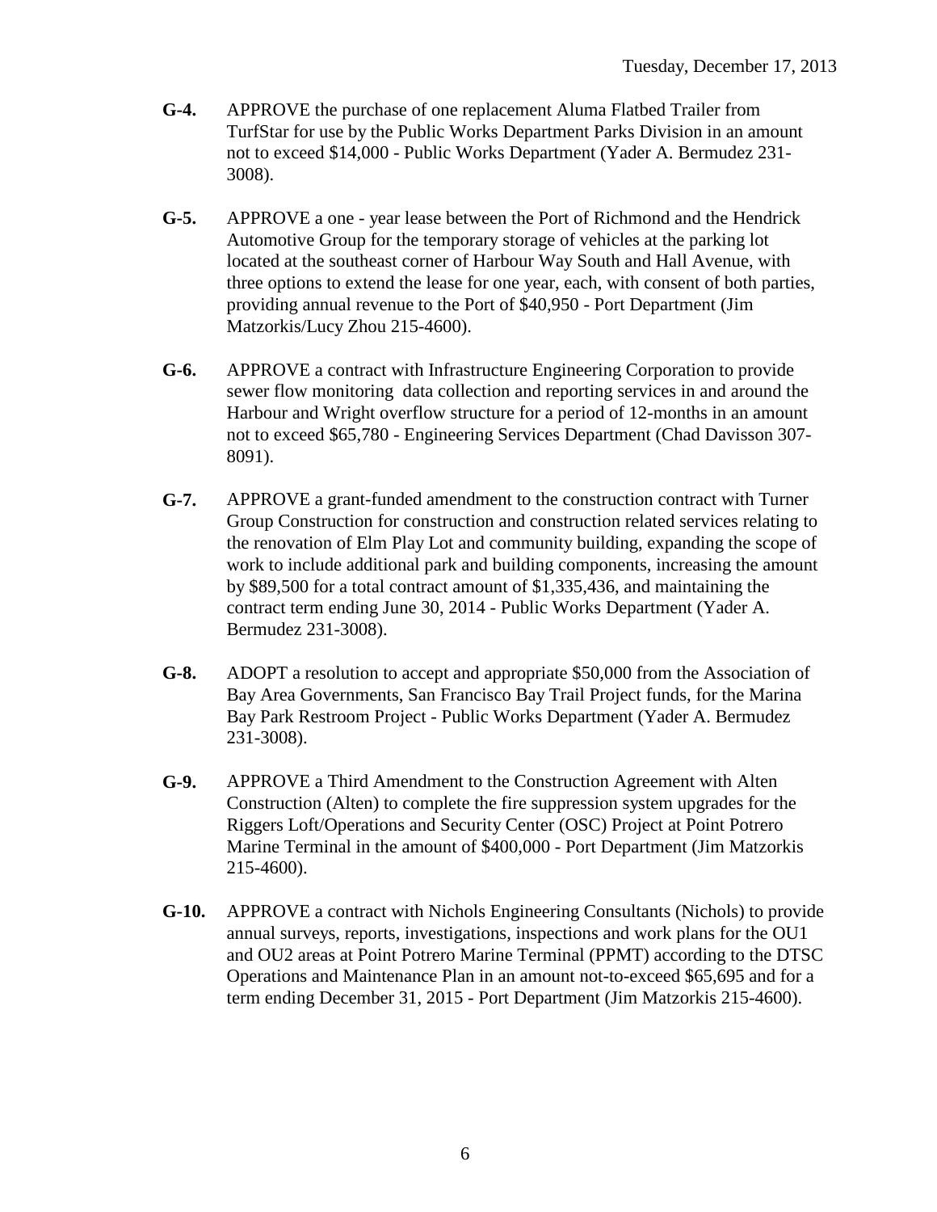**G-4.** APPROVE the purchase of one replacement Aluma Flatbed Trailer from TurfStar for use by the Public Works Department Parks Division in an amount not to exceed $14,000 - Public Works Department (Yader A. Bermudez 231-3008).

**G-5.** APPROVE a one - year lease between the Port of Richmond and the Hendrick Automotive Group for the temporary storage of vehicles at the parking lot located at the southeast corner of Harbour Way South and Hall Avenue, with three options to extend the lease for one year, each, with consent of both parties, providing annual revenue to the Port of $40,950 - Port Department (Jim Matzorkis/Lucy Zhou 215-4600).

**G-6.** APPROVE a contract with Infrastructure Engineering Corporation to provide sewer flow monitoring data collection and reporting services in and around the Harbour and Wright overflow structure for a period of 12-months in an amount not to exceed $65,780 - Engineering Services Department (Chad Davisson 307-8091).

**G-7.** APPROVE a grant-funded amendment to the construction contract with Turner Group Construction for construction and construction related services relating to the renovation of Elm Play Lot and community building, expanding the scope of work to include additional park and building components, increasing the amount by $89,500 for a total contract amount of $1,335,436, and maintaining the contract term ending June 30, 2014 - Public Works Department (Yader A. Bermudez 231-3008).

**G-8.** ADOPT a resolution to accept and appropriate $50,000 from the Association of Bay Area Governments, San Francisco Bay Trail Project funds, for the Marina Bay Park Restroom Project - Public Works Department (Yader A. Bermudez 231-3008).

**G-9.** APPROVE a Third Amendment to the Construction Agreement with Alten Construction (Alten) to complete the fire suppression system upgrades for the Riggers Loft/Operations and Security Center (OSC) Project at Point Potrero Marine Terminal in the amount of $400,000 - Port Department (Jim Matzorkis 215-4600).

**G-10.** APPROVE a contract with Nichols Engineering Consultants (Nichols) to provide annual surveys, reports, investigations, inspections and work plans for the OU1 and OU2 areas at Point Potrero Marine Terminal (PPMT) according to the DTSC Operations and Maintenance Plan in an amount not-to-exceed $65,695 and for a term ending December 31, 2015 - Port Department (Jim Matzorkis 215-4600).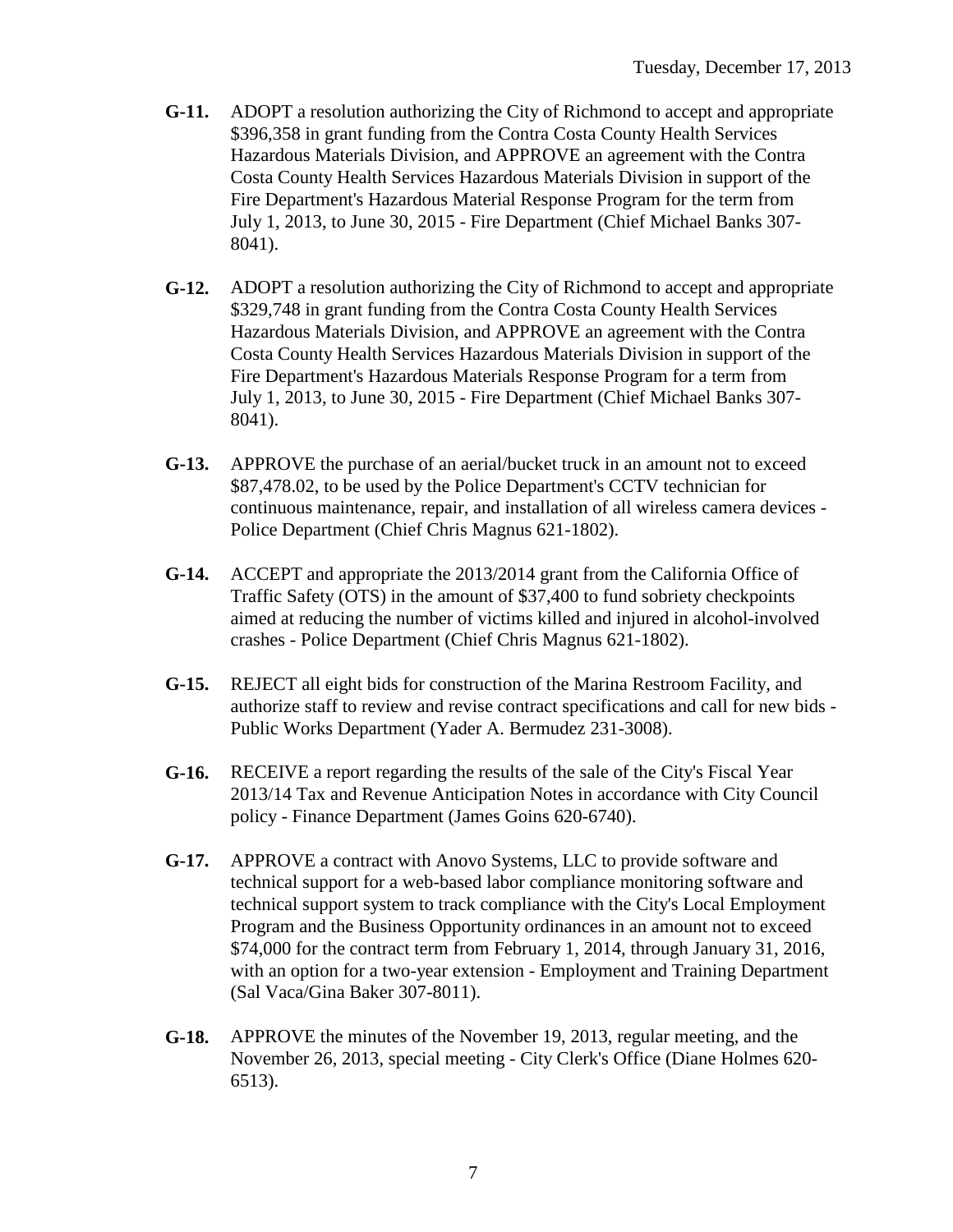**G-11.** ADOPT a resolution authorizing the City of Richmond to accept and appropriate $396,358 in grant funding from the Contra Costa County Health Services Hazardous Materials Division, and APPROVE an agreement with the Contra Costa County Health Services Hazardous Materials Division in support of the Fire Department's Hazardous Material Response Program for the term from July 1, 2013, to June 30, 2015 - Fire Department (Chief Michael Banks 307-8041).

**G-12.** ADOPT a resolution authorizing the City of Richmond to accept and appropriate $329,748 in grant funding from the Contra Costa County Health Services Hazardous Materials Division, and APPROVE an agreement with the Contra Costa County Health Services Hazardous Materials Division in support of the Fire Department's Hazardous Materials Response Program for a term from July 1, 2013, to June 30, 2015 - Fire Department (Chief Michael Banks 307-8041).

**G-13.** APPROVE the purchase of an aerial/bucket truck in an amount not to exceed $87,478.02, to be used by the Police Department's CCTV technician for continuous maintenance, repair, and installation of all wireless camera devices - Police Department (Chief Chris Magnus 621-1802).

**G-14.** ACCEPT and appropriate the 2013/2014 grant from the California Office of Traffic Safety (OTS) in the amount of $37,400 to fund sobriety checkpoints aimed at reducing the number of victims killed and injured in alcohol-involved crashes - Police Department (Chief Chris Magnus 621-1802).

**G-15.** REJECT all eight bids for construction of the Marina Restroom Facility, and authorize staff to review and revise contract specifications and call for new bids - Public Works Department (Yader A. Bermudez 231-3008).

**G-16.** RECEIVE a report regarding the results of the sale of the City's Fiscal Year 2013/14 Tax and Revenue Anticipation Notes in accordance with City Council policy - Finance Department (James Goins 620-6740).

**G-17.** APPROVE a contract with Anovo Systems, LLC to provide software and technical support for a web-based labor compliance monitoring software and technical support system to track compliance with the City's Local Employment Program and the Business Opportunity ordinances in an amount not to exceed $74,000 for the contract term from February 1, 2014, through January 31, 2016, with an option for a two-year extension - Employment and Training Department (Sal Vaca/Gina Baker 307-8011).

**G-18.** APPROVE the minutes of the November 19, 2013, regular meeting, and the November 26, 2013, special meeting - City Clerk's Office (Diane Holmes 620-6513).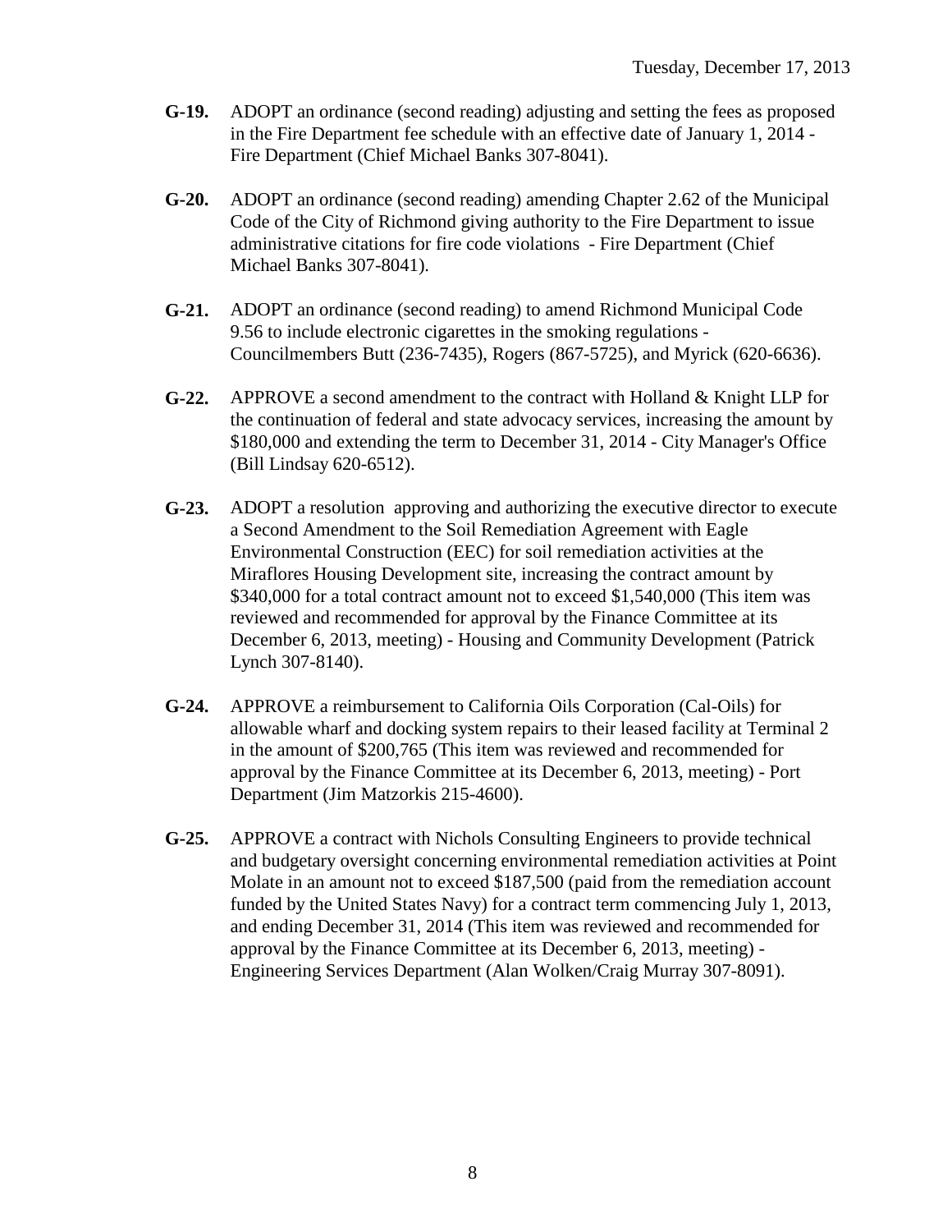**G-19.** ADOPT an ordinance (second reading) adjusting and setting the fees as proposed in the Fire Department fee schedule with an effective date of January 1, 2014 - Fire Department (Chief Michael Banks 307-8041).

**G-20.** ADOPT an ordinance (second reading) amending Chapter 2.62 of the Municipal Code of the City of Richmond giving authority to the Fire Department to issue administrative citations for fire code violations - Fire Department (Chief Michael Banks 307-8041).

**G-21.** ADOPT an ordinance (second reading) to amend Richmond Municipal Code 9.56 to include electronic cigarettes in the smoking regulations - Councilmembers Butt (236-7435), Rogers (867-5725), and Myrick (620-6636).

**G-22.** APPROVE a second amendment to the contract with Holland & Knight LLP for the continuation of federal and state advocacy services, increasing the amount by $180,000 and extending the term to December 31, 2014 - City Manager's Office (Bill Lindsay 620-6512).

**G-23.** ADOPT a resolution approving and authorizing the executive director to execute a Second Amendment to the Soil Remediation Agreement with Eagle Environmental Construction (EEC) for soil remediation activities at the Miraflores Housing Development site, increasing the contract amount by $340,000 for a total contract amount not to exceed $1,540,000 (This item was reviewed and recommended for approval by the Finance Committee at its December 6, 2013, meeting) - Housing and Community Development (Patrick Lynch 307-8140).

**G-24.** APPROVE a reimbursement to California Oils Corporation (Cal-Oils) for allowable wharf and docking system repairs to their leased facility at Terminal 2 in the amount of $200,765 (This item was reviewed and recommended for approval by the Finance Committee at its December 6, 2013, meeting) - Port Department (Jim Matzorkis 215-4600).

**G-25.** APPROVE a contract with Nichols Consulting Engineers to provide technical and budgetary oversight concerning environmental remediation activities at Point Molate in an amount not to exceed $187,500 (paid from the remediation account funded by the United States Navy) for a contract term commencing July 1, 2013, and ending December 31, 2014 (This item was reviewed and recommended for approval by the Finance Committee at its December 6, 2013, meeting) - Engineering Services Department (Alan Wolken/Craig Murray 307-8091).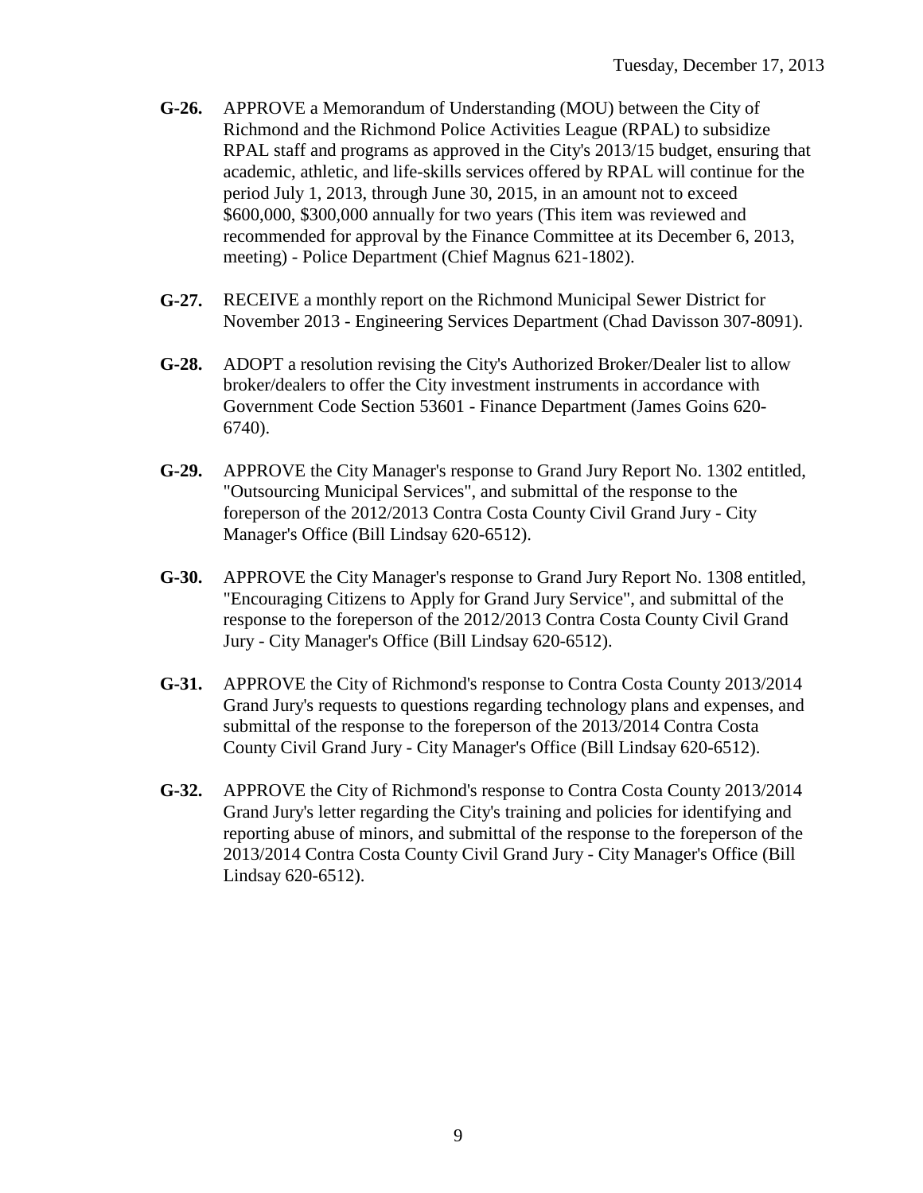**G-26.** APPROVE a Memorandum of Understanding (MOU) between the City of Richmond and the Richmond Police Activities League (RPAL) to subsidize RPAL staff and programs as approved in the City's 2013/15 budget, ensuring that academic, athletic, and life-skills services offered by RPAL will continue for the period July 1, 2013, through June 30, 2015, in an amount not to exceed $600,000, $300,000 annually for two years (This item was reviewed and recommended for approval by the Finance Committee at its December 6, 2013, meeting) - Police Department (Chief Magnus 621-1802).

**G-27.** RECEIVE a monthly report on the Richmond Municipal Sewer District for November 2013 - Engineering Services Department (Chad Davisson 307-8091).

**G-28.** ADOPT a resolution revising the City's Authorized Broker/Dealer list to allow broker/dealers to offer the City investment instruments in accordance with Government Code Section 53601 - Finance Department (James Goins 620-6740).

**G-29.** APPROVE the City Manager's response to Grand Jury Report No. 1302 entitled, "Outsourcing Municipal Services", and submittal of the response to the foreperson of the 2012/2013 Contra Costa County Civil Grand Jury - City Manager's Office (Bill Lindsay 620-6512).

**G-30.** APPROVE the City Manager's response to Grand Jury Report No. 1308 entitled, "Encouraging Citizens to Apply for Grand Jury Service", and submittal of the response to the foreperson of the 2012/2013 Contra Costa County Civil Grand Jury - City Manager's Office (Bill Lindsay 620-6512).

**G-31.** APPROVE the City of Richmond's response to Contra Costa County 2013/2014 Grand Jury's requests to questions regarding technology plans and expenses, and submittal of the response to the foreperson of the 2013/2014 Contra Costa County Civil Grand Jury - City Manager's Office (Bill Lindsay 620-6512).

**G-32.** APPROVE the City of Richmond's response to Contra Costa County 2013/2014 Grand Jury's letter regarding the City's training and policies for identifying and reporting abuse of minors, and submittal of the response to the foreperson of the 2013/2014 Contra Costa County Civil Grand Jury - City Manager's Office (Bill Lindsay 620-6512).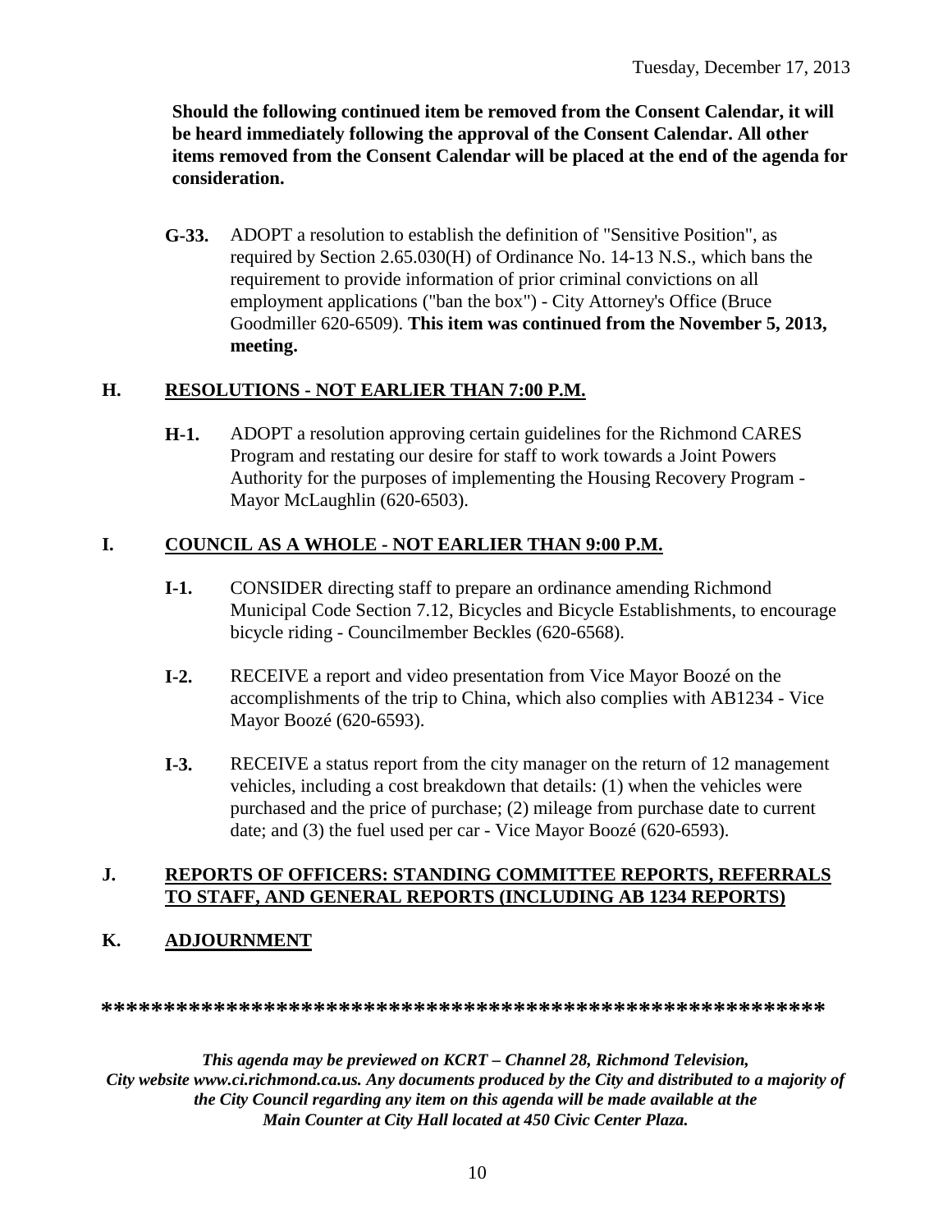**Should the following continued item be removed from the Consent Calendar, it will be heard immediately following the approval of the Consent Calendar. All other items removed from the Consent Calendar will be placed at the end of the agenda for consideration.**

**G-33.** ADOPT a resolution to establish the definition of "Sensitive Position", as required by Section 2.65.030(H) of Ordinance No. 14-13 N.S., which bans the requirement to provide information of prior criminal convictions on all employment applications ("ban the box") - City Attorney's Office (Bruce Goodmiller 620-6509). **This item was continued from the November 5, 2013, meeting.**

## H. RESOLUTIONS - NOT EARLIER THAN 7:00 P.M.

**H-1.** ADOPT a resolution approving certain guidelines for the Richmond CARES Program and restating our desire for staff to work towards a Joint Powers Authority for the purposes of implementing the Housing Recovery Program - Mayor McLaughlin (620-6503).

## I. COUNCIL AS A WHOLE - NOT EARLIER THAN 9:00 P.M.

**I-1.** CONSIDER directing staff to prepare an ordinance amending Richmond Municipal Code Section 7.12, Bicycles and Bicycle Establishments, to encourage bicycle riding - Councilmember Beckles (620-6568).

**I-2.** RECEIVE a report and video presentation from Vice Mayor Boozé on the accomplishments of the trip to China, which also complies with AB1234 - Vice Mayor Boozé (620-6593).

**I-3.** RECEIVE a status report from the city manager on the return of 12 management vehicles, including a cost breakdown that details: (1) when the vehicles were purchased and the price of purchase; (2) mileage from purchase date to current date; and (3) the fuel used per car - Vice Mayor Boozé (620-6593).

## J. REPORTS OF OFFICERS: STANDING COMMITTEE REPORTS, REFERRALS TO STAFF, AND GENERAL REPORTS (INCLUDING AB 1234 REPORTS)

## K. ADJOURNMENT

**********************************************************

*This agenda may be previewed on KCRT – Channel 28, Richmond Television, City website www.ci.richmond.ca.us. Any documents produced by the City and distributed to a majority of the City Council regarding any item on this agenda will be made available at the Main Counter at City Hall located at 450 Civic Center Plaza.*